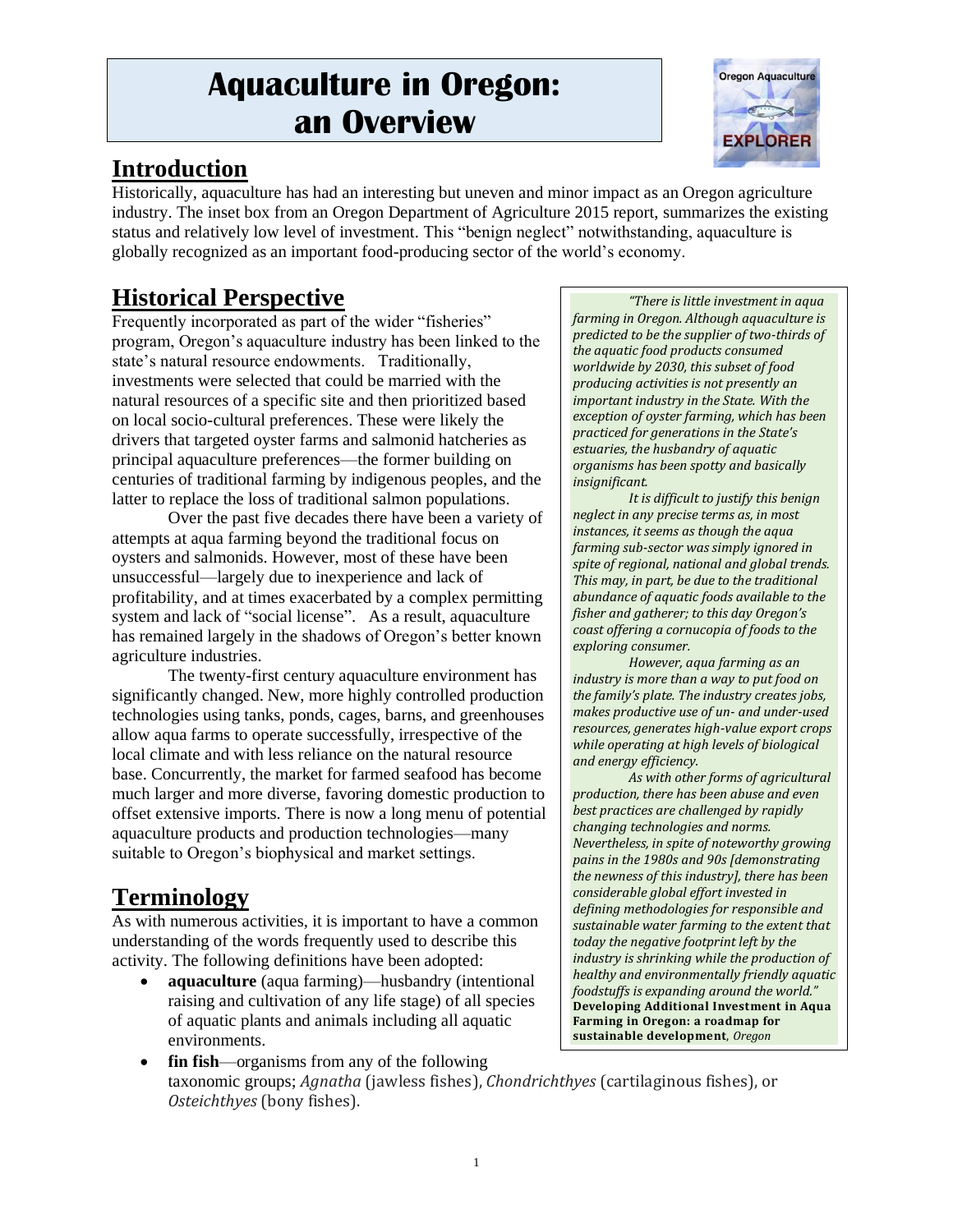# Aquaculture in Oregon: an Overview

## Introduction

Historically, aquaculture has had an interesting but uneven and minor impact as an Oregon agriculture industry. The inset box from an Oregon Department of Agriculture 2015 report, summarizes the existing status and relatively low level of investment. This "benign neglect" notwithstanding, aquaculture is globally recognized as an important food-producing sector of the world's economy.

## Historical Perspective

Frequently incorporated as part of the wider "fisheries" program, Oregon's aquaculture industry has been linked to the state's natural resource endowments. Traditionally, investments were selected that could be married with the natural resources of a specific site and then prioritized based on local socio-cultural preferences. These were likely the drivers that targeted oyster farms and salmonid hatcheries as principal aquaculture preferences—the former building on centuries of traditional farming by indigenous peoples, and the latter to replace the loss of traditional salmon populations.

Over the past five decades there have been a variety of attempts at aqua farming beyond the traditional focus on oysters and salmonids. However, most of these have been unsuccessful—largely due to inexperience and lack of profitability, and at times exacerbated by a complex permitting system and lack of "social license". As a result, aquaculture has remained largely in the shadows of Oregon's better known agriculture industries.

The twenty-first century aquaculture environment has significantly changed. New, more highly controlled production technologies using tanks, ponds, cages, barns, and greenhouses allow aqua farms to operate successfully, irrespective of the local climate and with less reliance on the natural resource base. Concurrently, the market for farmed seafood has become much larger and more diverse, favoring domestic production to offset extensive imports. There is now a long menu of potential aquaculture products and production technologies—many suitable to Oregon's biophysical and market settings.

> *"There is little investment in aqua farming in Oregon. Although aquaculture is predicted to be the supplier of two-thirds of the aquatic food products consumed worldwide by 2030, this subset of food producing activities is not presently an important industry in the State. With the exception of oyster farming, which has been practiced for generations in the State's estuaries, the husbandry of aquatic organisms has been spotty and basically insignificant.*
>
> *It is difficult to justify this benign neglect in any precise terms as, in most instances, it seems as though the aqua farming sub-sector was simply ignored in spite of regional, national and global trends. This may, in part, be due to the traditional abundance of aquatic foods available to the fisher and gatherer; to this day Oregon's coast offering a cornucopia of foods to the exploring consumer.*
>
> *However, aqua farming as an industry is more than a way to put food on the family's plate. The industry creates jobs, makes productive use of un- and under-used resources, generates high-value export crops while operating at high levels of biological and energy efficiency.*
>
> *As with other forms of agricultural production, there has been abuse and even best practices are challenged by rapidly changing technologies and norms. Nevertheless, in spite of noteworthy growing pains in the 1980s and 90s [demonstrating the newness of this industry], there has been considerable global effort invested in defining methodologies for responsible and sustainable water farming to the extent that today the negative footprint left by the industry is shrinking while the production of healthy and environmentally friendly aquatic foodstuffs is expanding around the world."*
>
> **Developing Additional Investment in Aqua Farming in Oregon: a roadmap for sustainable development**, *Oregon*

## Terminology

As with numerous activities, it is important to have a common understanding of the words frequently used to describe this activity. The following definitions have been adopted:

- **aquaculture** (aqua farming)—husbandry (intentional raising and cultivation of any life stage) of all species of aquatic plants and animals including all aquatic environments.
- **fin fish**—organisms from any of the following taxonomic groups; *Agnatha* (jawless fishes), *Chondrichthyes* (cartilaginous fishes), or *Osteichthyes* (bony fishes).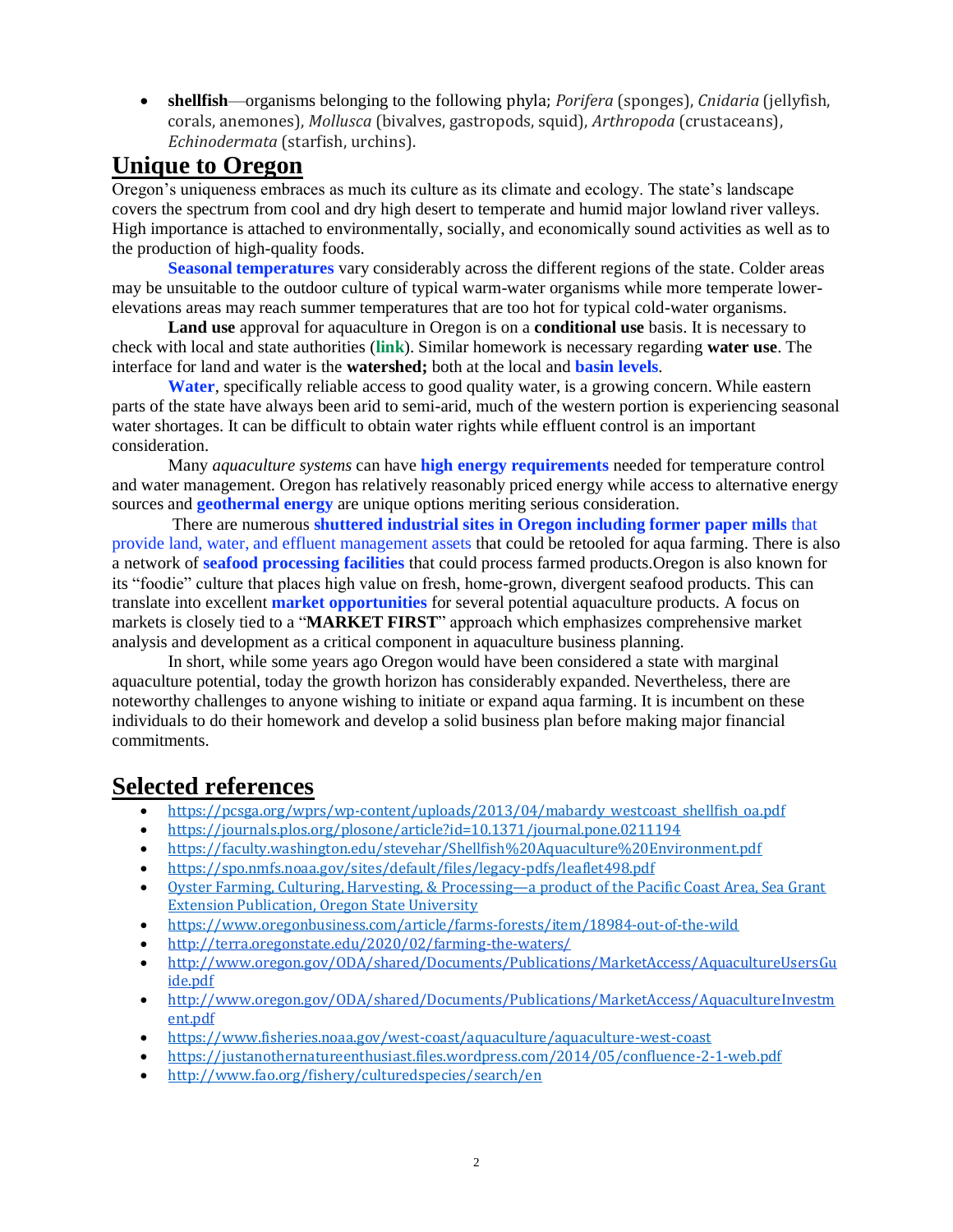- **shellfish**—organisms belonging to the following phyla; *Porifera* (sponges), *Cnidaria* (jellyfish, corals, anemones), *Mollusca* (bivalves, gastropods, squid), *Arthropoda* (crustaceans), *Echinodermata* (starfish, urchins).

## Unique to Oregon

Oregon's uniqueness embraces as much its culture as its climate and ecology. The state's landscape covers the spectrum from cool and dry high desert to temperate and humid major lowland river valleys. High importance is attached to environmentally, socially, and economically sound activities as well as to the production of high-quality foods.

**Seasonal temperatures** vary considerably across the different regions of the state. Colder areas may be unsuitable to the outdoor culture of typical warm-water organisms while more temperate lower-elevations areas may reach summer temperatures that are too hot for typical cold-water organisms.

**Land use** approval for aquaculture in Oregon is on a **conditional use** basis. It is necessary to check with local and state authorities (**link**). Similar homework is necessary regarding **water use**. The interface for land and water is the **watershed;** both at the local and **basin levels**.

**Water**, specifically reliable access to good quality water, is a growing concern. While eastern parts of the state have always been arid to semi-arid, much of the western portion is experiencing seasonal water shortages. It can be difficult to obtain water rights while effluent control is an important consideration.

Many *aquaculture systems* can have **high energy requirements** needed for temperature control and water management. Oregon has relatively reasonably priced energy while access to alternative energy sources and **geothermal energy** are unique options meriting serious consideration.

There are numerous **shuttered industrial sites in Oregon including former paper mills** that provide land, water, and effluent management assets that could be retooled for aqua farming. There is also a network of **seafood processing facilities** that could process farmed products.Oregon is also known for its "foodie" culture that places high value on fresh, home-grown, divergent seafood products. This can translate into excellent **market opportunities** for several potential aquaculture products. A focus on markets is closely tied to a "**MARKET FIRST**" approach which emphasizes comprehensive market analysis and development as a critical component in aquaculture business planning.

In short, while some years ago Oregon would have been considered a state with marginal aquaculture potential, today the growth horizon has considerably expanded. Nevertheless, there are noteworthy challenges to anyone wishing to initiate or expand aqua farming. It is incumbent on these individuals to do their homework and develop a solid business plan before making major financial commitments.

## Selected references

- https://pcsga.org/wprs/wp-content/uploads/2013/04/mabardy_westcoast_shellfish_oa.pdf
- https://journals.plos.org/plosone/article?id=10.1371/journal.pone.0211194
- https://faculty.washington.edu/stevehar/Shellfish%20Aquaculture%20Environment.pdf
- https://spo.nmfs.noaa.gov/sites/default/files/legacy-pdfs/leaflet498.pdf
- Oyster Farming, Culturing, Harvesting, & Processing—a product of the Pacific Coast Area, Sea Grant Extension Publication, Oregon State University
- https://www.oregonbusiness.com/article/farms-forests/item/18984-out-of-the-wild
- http://terra.oregonstate.edu/2020/02/farming-the-waters/
- http://www.oregon.gov/ODA/shared/Documents/Publications/MarketAccess/AquacultureUsersGuide.pdf
- http://www.oregon.gov/ODA/shared/Documents/Publications/MarketAccess/AquacultureInvestment.pdf
- https://www.fisheries.noaa.gov/west-coast/aquaculture/aquaculture-west-coast
- https://justanothernatureenthusiast.files.wordpress.com/2014/05/confluence-2-1-web.pdf
- http://www.fao.org/fishery/culturedspecies/search/en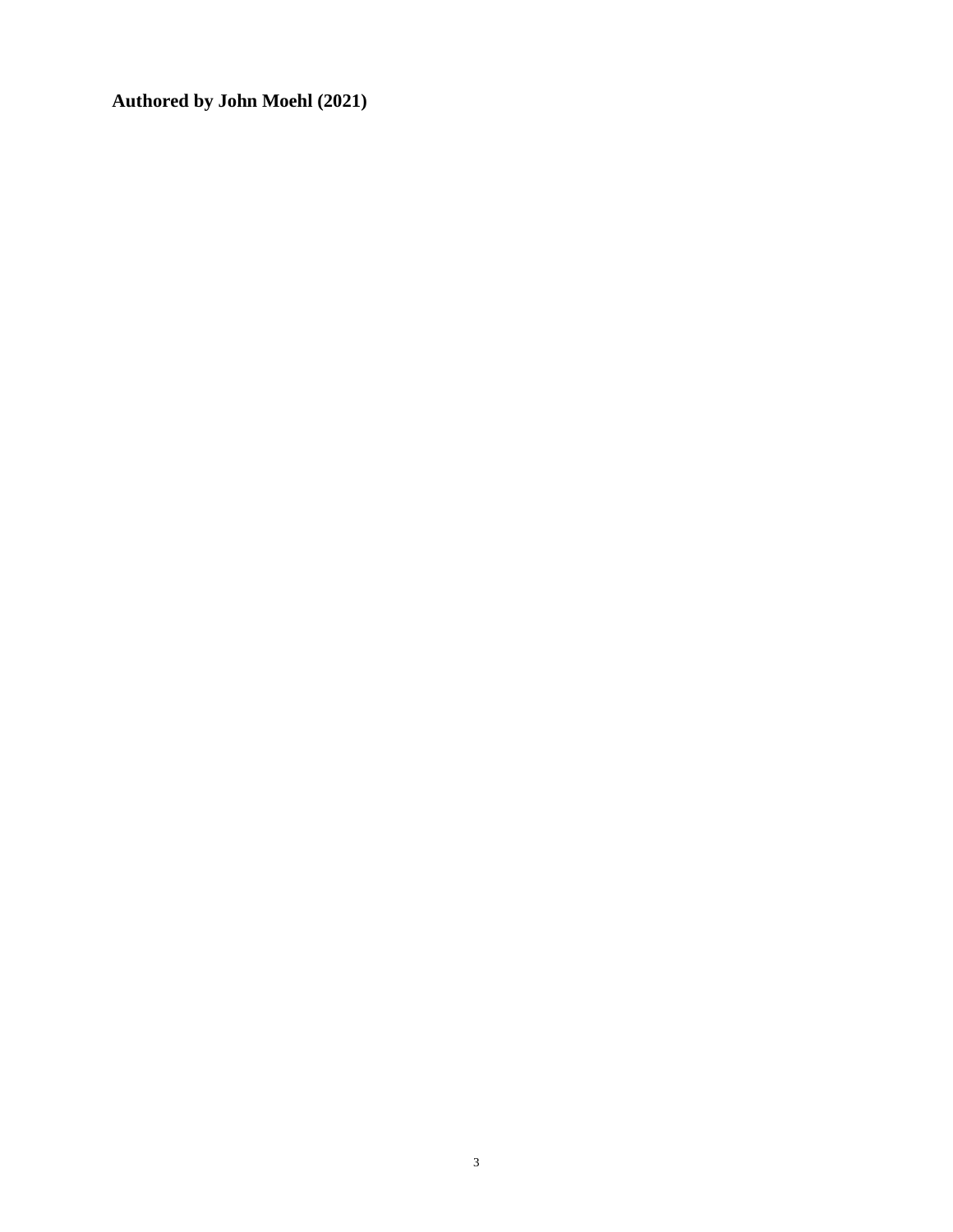**Authored by John Moehl (2021)**